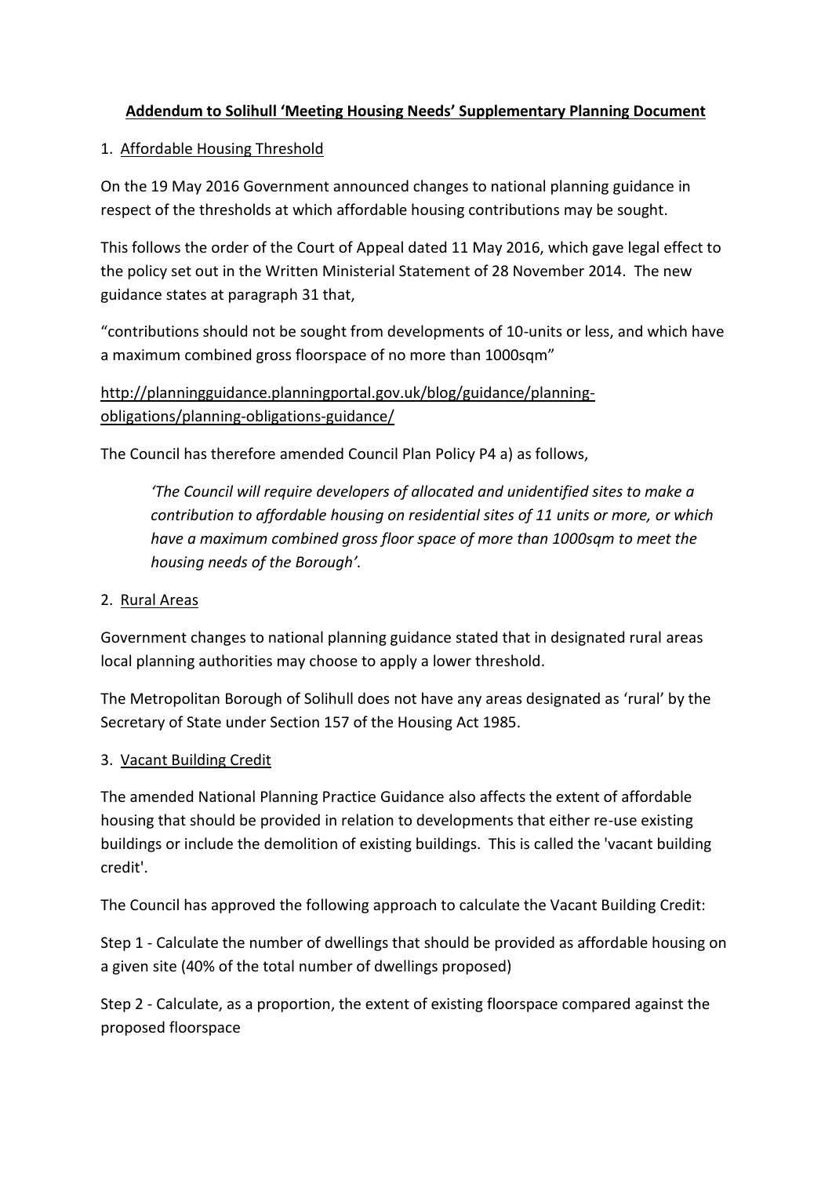# Addendum to Solihull 'Meeting Housing Needs' Supplementary Planning Document

## 1. Affordable Housing Threshold

On the 19 May 2016 Government announced changes to national planning guidance in respect of the thresholds at which affordable housing contributions may be sought.

This follows the order of the Court of Appeal dated 11 May 2016, which gave legal effect to the policy set out in the Written Ministerial Statement of 28 November 2014. The new guidance states at paragraph 31 that,

"contributions should not be sought from developments of 10-units or less, and which have a maximum combined gross floorspace of no more than 1000sqm"

http://planningguidance.planningportal.gov.uk/blog/guidance/planning-obligations/planning-obligations-guidance/

The Council has therefore amended Council Plan Policy P4 a) as follows,

> *'The Council will require developers of allocated and unidentified sites to make a contribution to affordable housing on residential sites of 11 units or more, or which have a maximum combined gross floor space of more than 1000sqm to meet the housing needs of the Borough'.*

## 2. Rural Areas

Government changes to national planning guidance stated that in designated rural areas local planning authorities may choose to apply a lower threshold.

The Metropolitan Borough of Solihull does not have any areas designated as 'rural' by the Secretary of State under Section 157 of the Housing Act 1985.

## 3. Vacant Building Credit

The amended National Planning Practice Guidance also affects the extent of affordable housing that should be provided in relation to developments that either re-use existing buildings or include the demolition of existing buildings. This is called the 'vacant building credit'.

The Council has approved the following approach to calculate the Vacant Building Credit:

Step 1 - Calculate the number of dwellings that should be provided as affordable housing on a given site (40% of the total number of dwellings proposed)

Step 2 - Calculate, as a proportion, the extent of existing floorspace compared against the proposed floorspace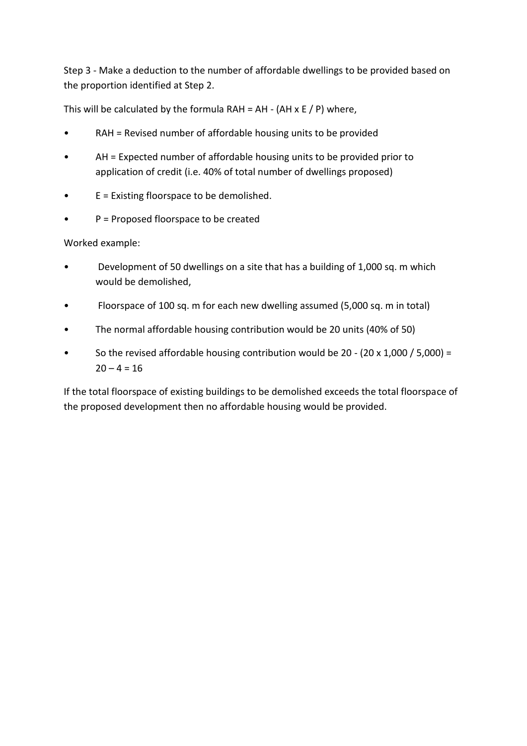Step 3 - Make a deduction to the number of affordable dwellings to be provided based on the proportion identified at Step 2.

This will be calculated by the formula $RAH = AH - (AH \times E / P)$ where,

- RAH = Revised number of affordable housing units to be provided
- AH = Expected number of affordable housing units to be provided prior to application of credit (i.e. 40% of total number of dwellings proposed)
- E = Existing floorspace to be demolished.
- P = Proposed floorspace to be created

Worked example:

- Development of 50 dwellings on a site that has a building of 1,000 sq. m which would be demolished,
- Floorspace of 100 sq. m for each new dwelling assumed (5,000 sq. m in total)
- The normal affordable housing contribution would be 20 units (40% of 50)
- So the revised affordable housing contribution would be $20 - (20 \times 1{,}000 / 5{,}000) = 20 – 4 = 16$

If the total floorspace of existing buildings to be demolished exceeds the total floorspace of the proposed development then no affordable housing would be provided.